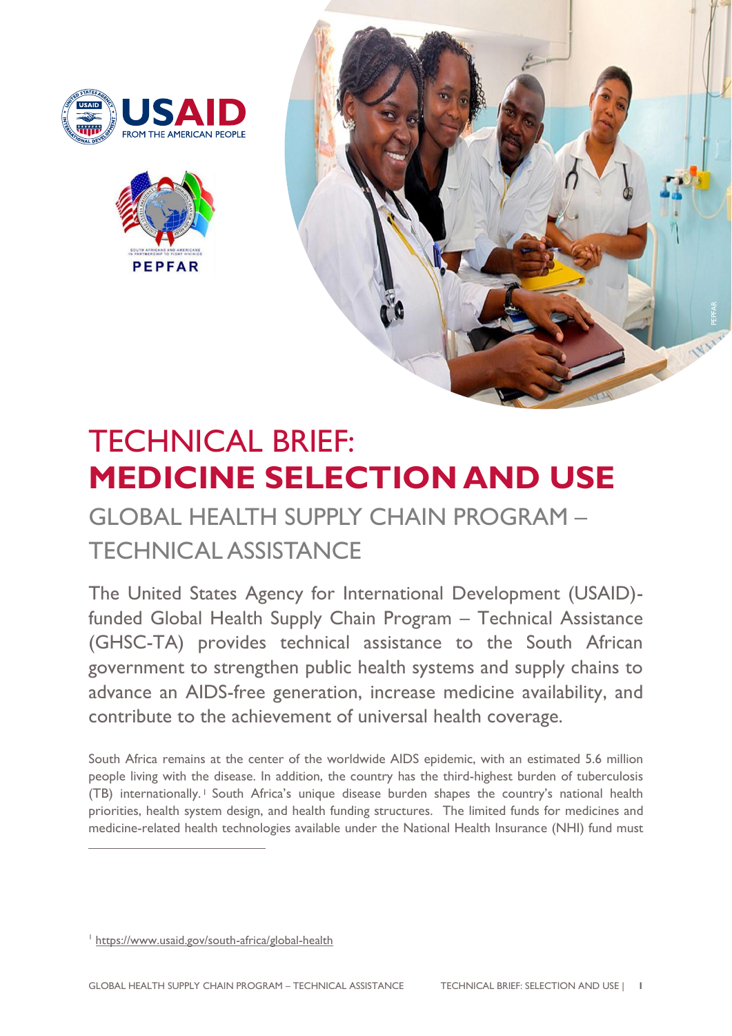# TECHNICAL BRIEF: **MEDICINE SELECTION AND USE**

## GLOBAL HEALTH SUPPLY CHAIN PROGRAM – TECHNICAL ASSISTANCE

The United States Agency for International Development (USAID)-funded Global Health Supply Chain Program – Technical Assistance (GHSC-TA) provides technical assistance to the South African government to strengthen public health systems and supply chains to advance an AIDS-free generation, increase medicine availability, and contribute to the achievement of universal health coverage.

South Africa remains at the center of the worldwide AIDS epidemic, with an estimated 5.6 million people living with the disease. In addition, the country has the third-highest burden of tuberculosis (TB) internationally.[1] South Africa's unique disease burden shapes the country's national health priorities, health system design, and health funding structures. The limited funds for medicines and medicine-related health technologies available under the National Health Insurance (NHI) fund must

[1] https://www.usaid.gov/south-africa/global-health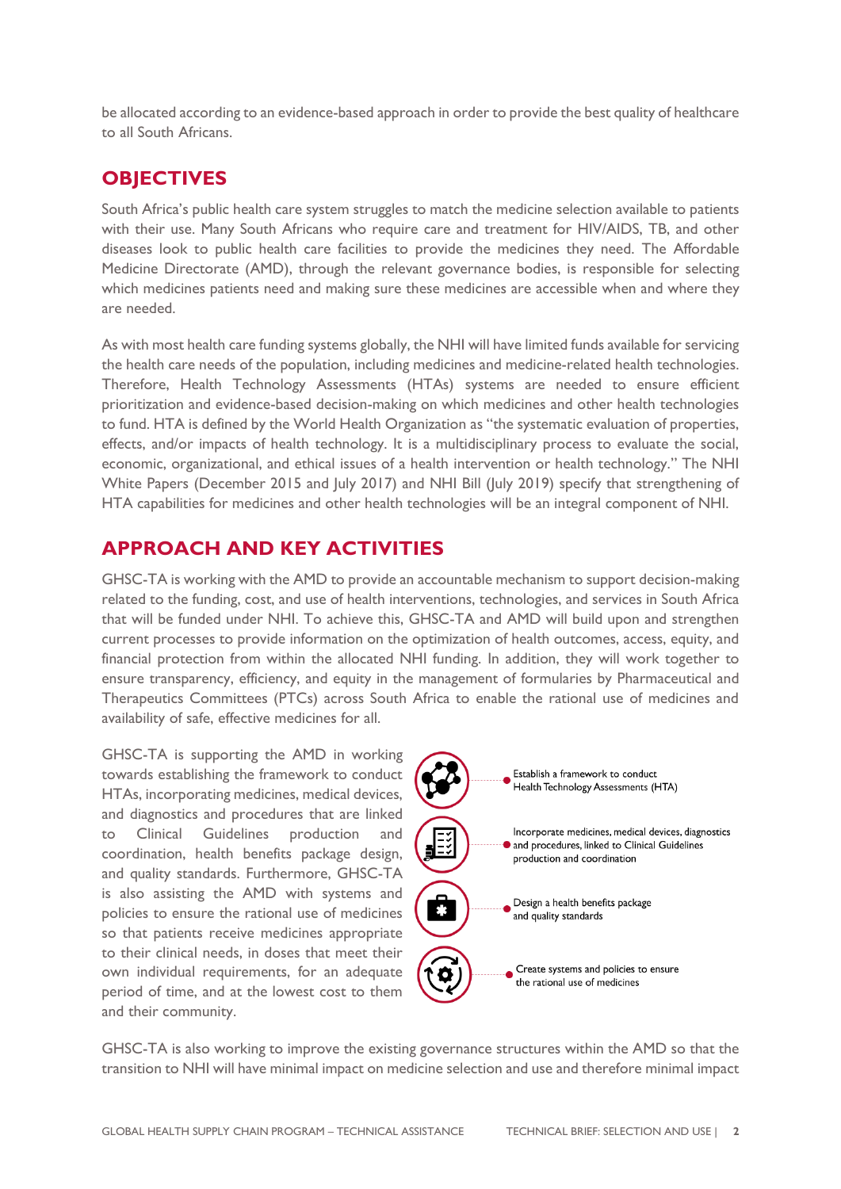be allocated according to an evidence-based approach in order to provide the best quality of healthcare to all South Africans.

## OBJECTIVES

South Africa's public health care system struggles to match the medicine selection available to patients with their use. Many South Africans who require care and treatment for HIV/AIDS, TB, and other diseases look to public health care facilities to provide the medicines they need. The Affordable Medicine Directorate (AMD), through the relevant governance bodies, is responsible for selecting which medicines patients need and making sure these medicines are accessible when and where they are needed.

As with most health care funding systems globally, the NHI will have limited funds available for servicing the health care needs of the population, including medicines and medicine-related health technologies. Therefore, Health Technology Assessments (HTAs) systems are needed to ensure efficient prioritization and evidence-based decision-making on which medicines and other health technologies to fund. HTA is defined by the World Health Organization as "the systematic evaluation of properties, effects, and/or impacts of health technology. It is a multidisciplinary process to evaluate the social, economic, organizational, and ethical issues of a health intervention or health technology." The NHI White Papers (December 2015 and July 2017) and NHI Bill (July 2019) specify that strengthening of HTA capabilities for medicines and other health technologies will be an integral component of NHI.

## APPROACH AND KEY ACTIVITIES

GHSC-TA is working with the AMD to provide an accountable mechanism to support decision-making related to the funding, cost, and use of health interventions, technologies, and services in South Africa that will be funded under NHI. To achieve this, GHSC-TA and AMD will build upon and strengthen current processes to provide information on the optimization of health outcomes, access, equity, and financial protection from within the allocated NHI funding. In addition, they will work together to ensure transparency, efficiency, and equity in the management of formularies by Pharmaceutical and Therapeutics Committees (PTCs) across South Africa to enable the rational use of medicines and availability of safe, effective medicines for all.

GHSC-TA is supporting the AMD in working towards establishing the framework to conduct HTAs, incorporating medicines, medical devices, and diagnostics and procedures that are linked to Clinical Guidelines production and coordination, health benefits package design, and quality standards. Furthermore, GHSC-TA is also assisting the AMD with systems and policies to ensure the rational use of medicines so that patients receive medicines appropriate to their clinical needs, in doses that meet their own individual requirements, for an adequate period of time, and at the lowest cost to them and their community.

- Establish a framework to conduct Health Technology Assessments (HTA)
- Incorporate medicines, medical devices, diagnostics and procedures, linked to Clinical Guidelines production and coordination
- Design a health benefits package and quality standards
- Create systems and policies to ensure the rational use of medicines

GHSC-TA is also working to improve the existing governance structures within the AMD so that the transition to NHI will have minimal impact on medicine selection and use and therefore minimal impact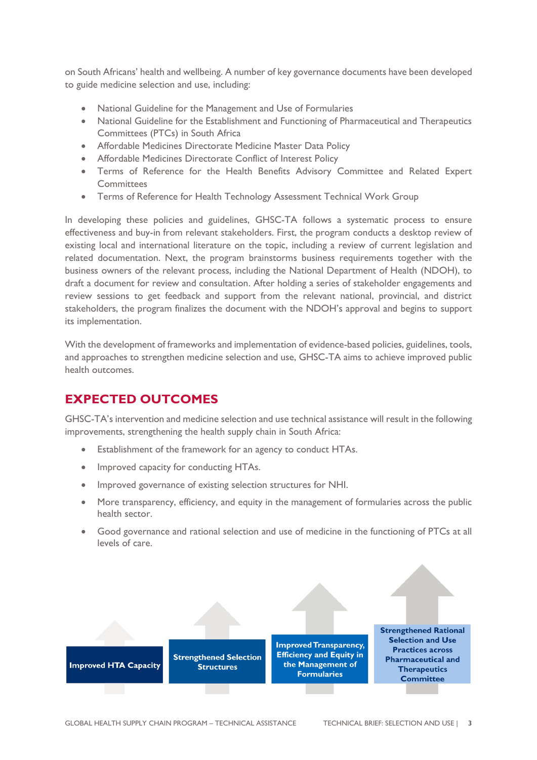on South Africans' health and wellbeing. A number of key governance documents have been developed to guide medicine selection and use, including:

- National Guideline for the Management and Use of Formularies
- National Guideline for the Establishment and Functioning of Pharmaceutical and Therapeutics Committees (PTCs) in South Africa
- Affordable Medicines Directorate Medicine Master Data Policy
- Affordable Medicines Directorate Conflict of Interest Policy
- Terms of Reference for the Health Benefits Advisory Committee and Related Expert Committees
- Terms of Reference for Health Technology Assessment Technical Work Group

In developing these policies and guidelines, GHSC-TA follows a systematic process to ensure effectiveness and buy-in from relevant stakeholders. First, the program conducts a desktop review of existing local and international literature on the topic, including a review of current legislation and related documentation. Next, the program brainstorms business requirements together with the business owners of the relevant process, including the National Department of Health (NDOH), to draft a document for review and consultation. After holding a series of stakeholder engagements and review sessions to get feedback and support from the relevant national, provincial, and district stakeholders, the program finalizes the document with the NDOH's approval and begins to support its implementation.

With the development of frameworks and implementation of evidence-based policies, guidelines, tools, and approaches to strengthen medicine selection and use, GHSC-TA aims to achieve improved public health outcomes.

## EXPECTED OUTCOMES

GHSC-TA's intervention and medicine selection and use technical assistance will result in the following improvements, strengthening the health supply chain in South Africa:

- Establishment of the framework for an agency to conduct HTAs.
- Improved capacity for conducting HTAs.
- Improved governance of existing selection structures for NHI.
- More transparency, efficiency, and equity in the management of formularies across the public health sector.
- Good governance and rational selection and use of medicine in the functioning of PTCs at all levels of care.

**Improved HTA Capacity**

**Strengthened Selection Structures**

**Improved Transparency, Efficiency and Equity in the Management of Formularies**

**Strengthened Rational Selection and Use Practices across Pharmaceutical and Therapeutics Committee**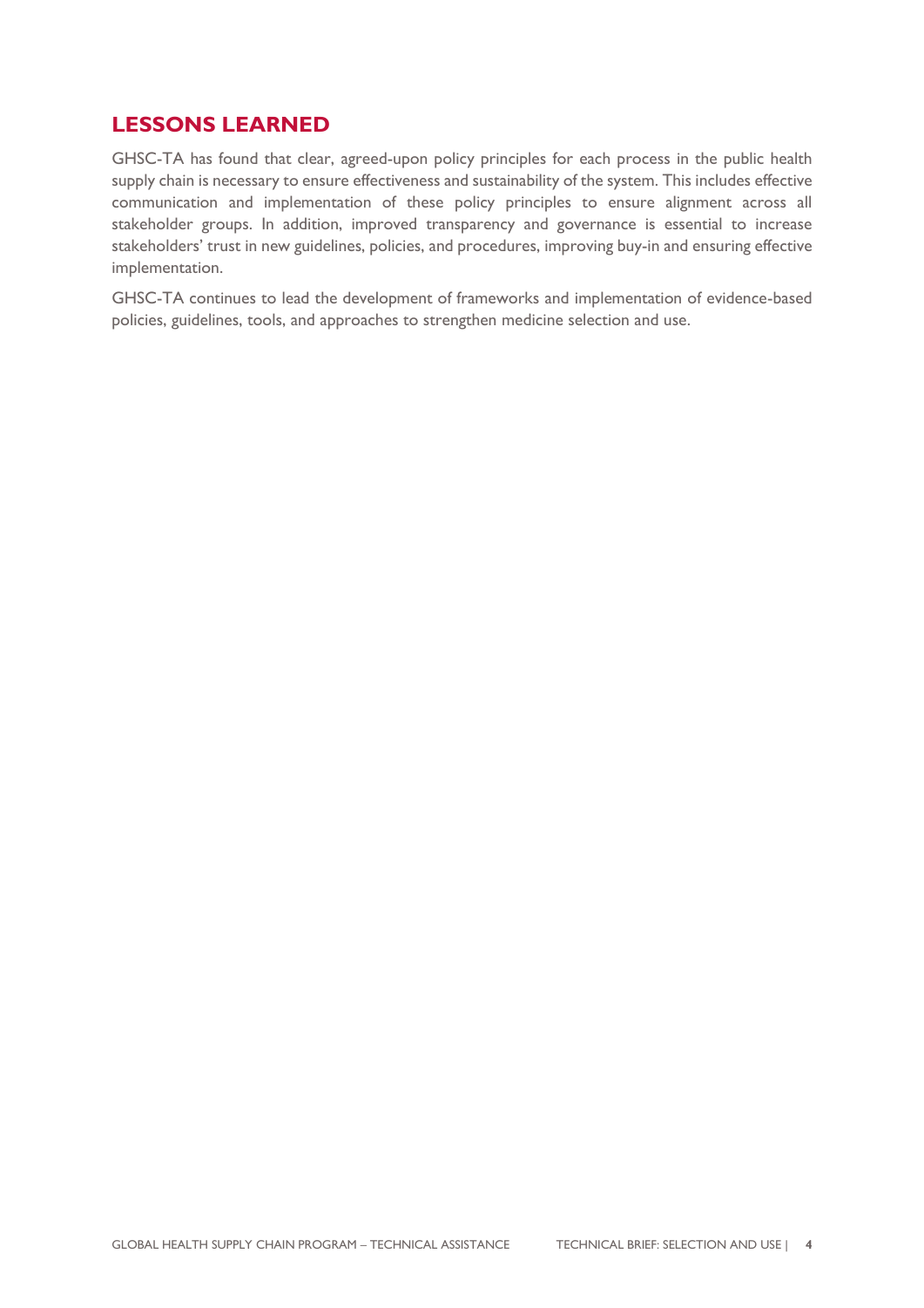## LESSONS LEARNED

GHSC-TA has found that clear, agreed-upon policy principles for each process in the public health supply chain is necessary to ensure effectiveness and sustainability of the system. This includes effective communication and implementation of these policy principles to ensure alignment across all stakeholder groups. In addition, improved transparency and governance is essential to increase stakeholders' trust in new guidelines, policies, and procedures, improving buy-in and ensuring effective implementation.

GHSC-TA continues to lead the development of frameworks and implementation of evidence-based policies, guidelines, tools, and approaches to strengthen medicine selection and use.